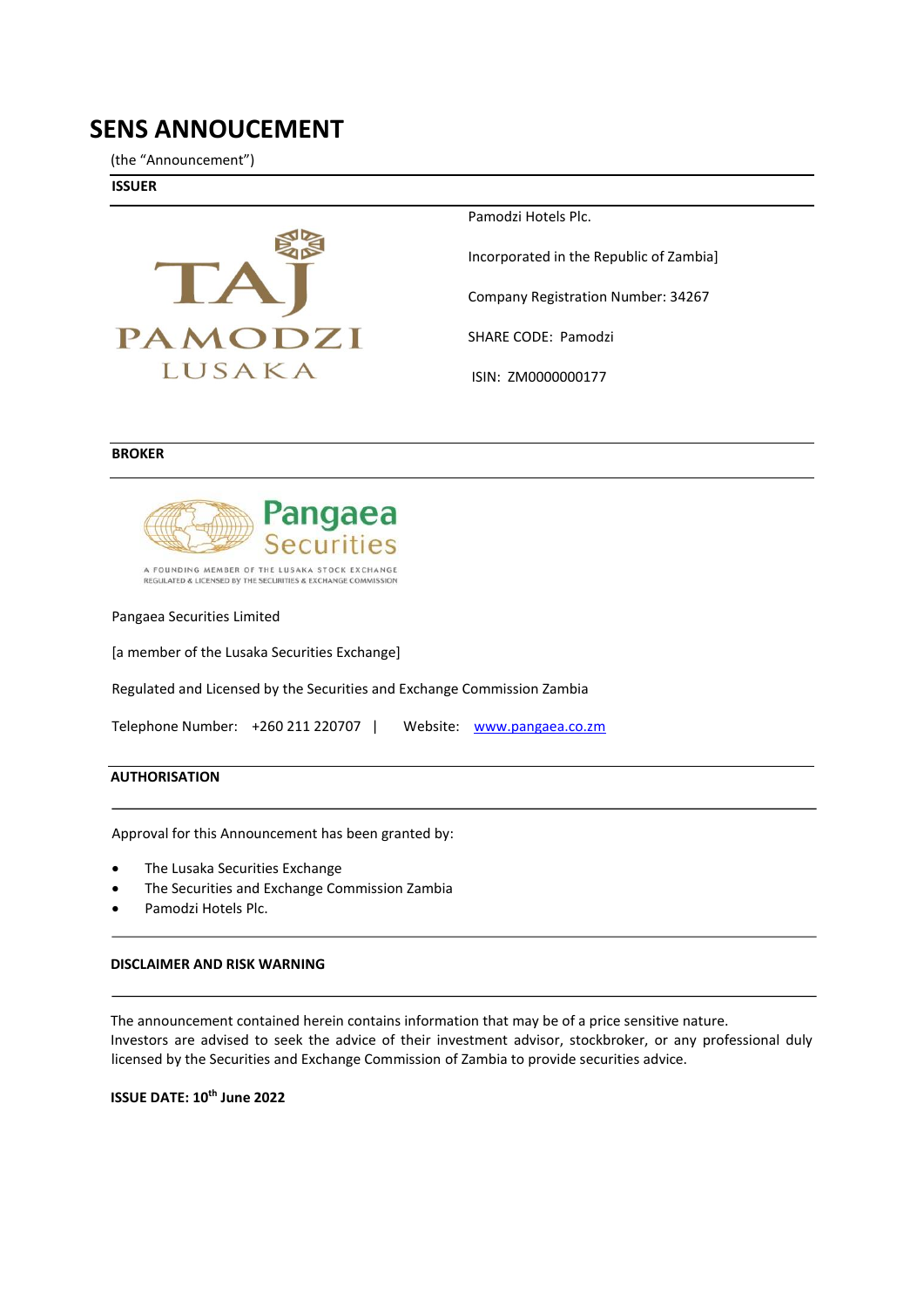# SENS ANNOUCEMENT

(the "Announcement")

**ISSUER**

Pamodzi Hotels Plc.

Incorporated in the Republic of Zambia]

Company Registration Number: 34267

SHARE CODE: Pamodzi

ISIN: ZM0000000177

**BROKER**

Pangaea Securities Limited

[a member of the Lusaka Securities Exchange]

Regulated and Licensed by the Securities and Exchange Commission Zambia

Telephone Number: +260 211 220707 | Website: www.pangaea.co.zm

**AUTHORISATION**

Approval for this Announcement has been granted by:

- The Lusaka Securities Exchange
- The Securities and Exchange Commission Zambia
- Pamodzi Hotels Plc.

**DISCLAIMER AND RISK WARNING**

The announcement contained herein contains information that may be of a price sensitive nature. Investors are advised to seek the advice of their investment advisor, stockbroker, or any professional duly licensed by the Securities and Exchange Commission of Zambia to provide securities advice.

**ISSUE DATE: 10th June 2022**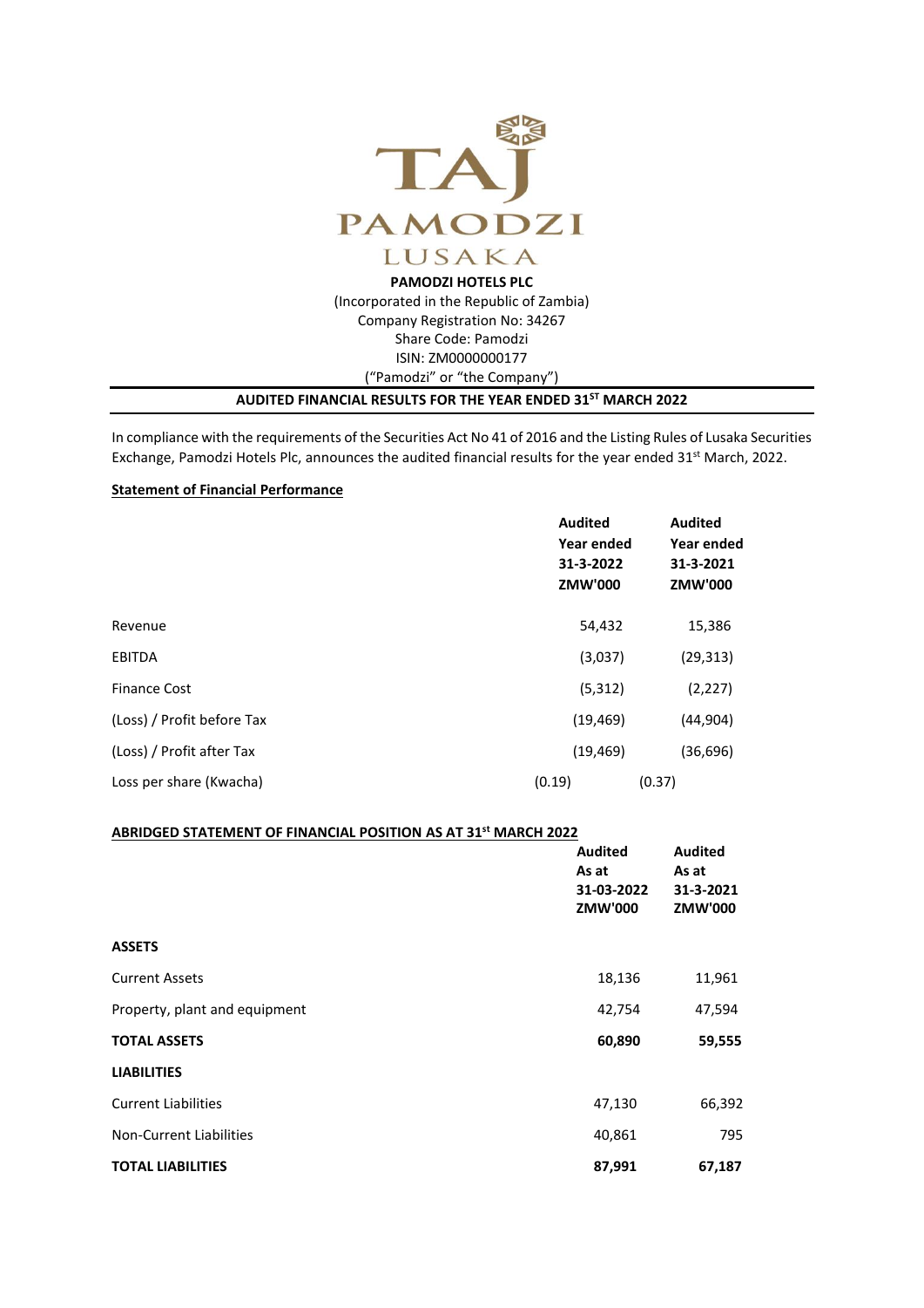TAJ PAMODZI LUSAKA

**PAMODZI HOTELS PLC**
(Incorporated in the Republic of Zambia)
Company Registration No: 34267
Share Code: Pamodzi
ISIN: ZM0000000177
("Pamodzi" or "the Company")

**AUDITED FINANCIAL RESULTS FOR THE YEAR ENDED 31ST MARCH 2022**

In compliance with the requirements of the Securities Act No 41 of 2016 and the Listing Rules of Lusaka Securities Exchange, Pamodzi Hotels Plc, announces the audited financial results for the year ended 31st March, 2022.

**Statement of Financial Performance**

| | Audited Year ended 31-3-2022 ZMW'000 | Audited Year ended 31-3-2021 ZMW'000 |
|---|---|---|
| Revenue | 54,432 | 15,386 |
| EBITDA | (3,037) | (29,313) |
| Finance Cost | (5,312) | (2,227) |
| (Loss) / Profit before Tax | (19,469) | (44,904) |
| (Loss) / Profit after Tax | (19,469) | (36,696) |
| Loss per share (Kwacha) | (0.19) | (0.37) |

**ABRIDGED STATEMENT OF FINANCIAL POSITION AS AT 31st MARCH 2022**

| | Audited As at 31-03-2022 ZMW'000 | Audited As at 31-3-2021 ZMW'000 |
|---|---|---|
| **ASSETS** | | |
| Current Assets | 18,136 | 11,961 |
| Property, plant and equipment | 42,754 | 47,594 |
| **TOTAL ASSETS** | **60,890** | **59,555** |
| **LIABILITIES** | | |
| Current Liabilities | 47,130 | 66,392 |
| Non-Current Liabilities | 40,861 | 795 |
| **TOTAL LIABILITIES** | **87,991** | **67,187** |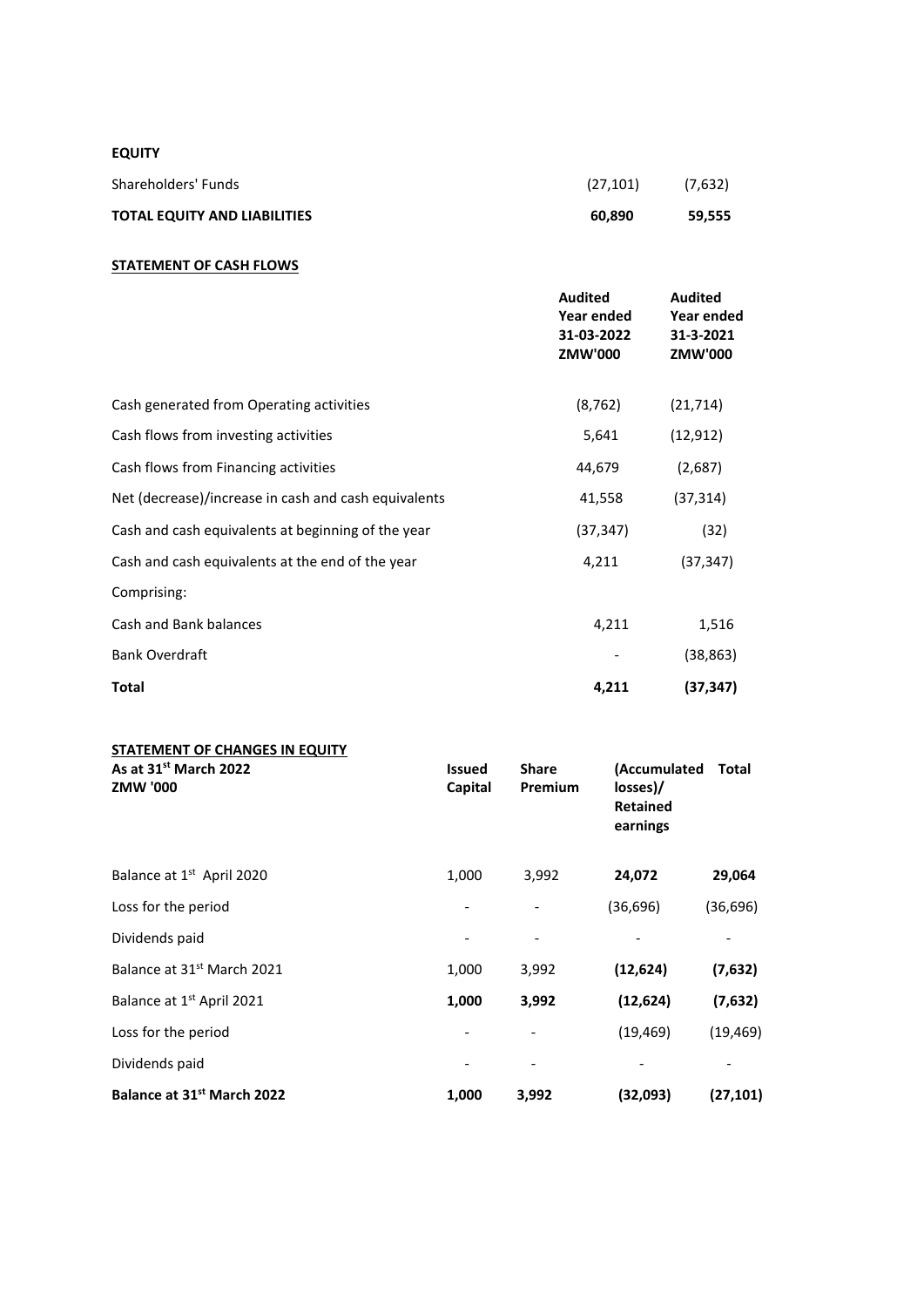**EQUITY**

| | | |
|---|---|---|
| Shareholders' Funds | (27,101) | (7,632) |
| **TOTAL EQUITY AND LIABILITIES** | **60,890** | **59,555** |

**STATEMENT OF CASH FLOWS**

| | **Audited Year ended 31-03-2022 ZMW'000** | **Audited Year ended 31-3-2021 ZMW'000** |
|---|---|---|
| Cash generated from Operating activities | (8,762) | (21,714) |
| Cash flows from investing activities | 5,641 | (12,912) |
| Cash flows from Financing activities | 44,679 | (2,687) |
| Net (decrease)/increase in cash and cash equivalents | 41,558 | (37,314) |
| Cash and cash equivalents at beginning of the year | (37,347) | (32) |
| Cash and cash equivalents at the end of the year | 4,211 | (37,347) |
| Comprising: | | |
| Cash and Bank balances | 4,211 | 1,516 |
| Bank Overdraft | - | (38,863) |
| **Total** | **4,211** | **(37,347)** |

**STATEMENT OF CHANGES IN EQUITY**

| **As at 31st March 2022 ZMW '000** | **Issued Capital** | **Share Premium** | **(Accumulated losses)/ Retained earnings** | **Total** |
|---|---|---|---|---|
| Balance at 1st April 2020 | 1,000 | 3,992 | **24,072** | **29,064** |
| Loss for the period | - | - | (36,696) | (36,696) |
| Dividends paid | - | - | - | - |
| Balance at 31st March 2021 | 1,000 | 3,992 | **(12,624)** | **(7,632)** |
| Balance at 1st April 2021 | **1,000** | **3,992** | **(12,624)** | **(7,632)** |
| Loss for the period | - | - | (19,469) | (19,469) |
| Dividends paid | - | - | - | - |
| **Balance at 31st March 2022** | **1,000** | **3,992** | **(32,093)** | **(27,101)** |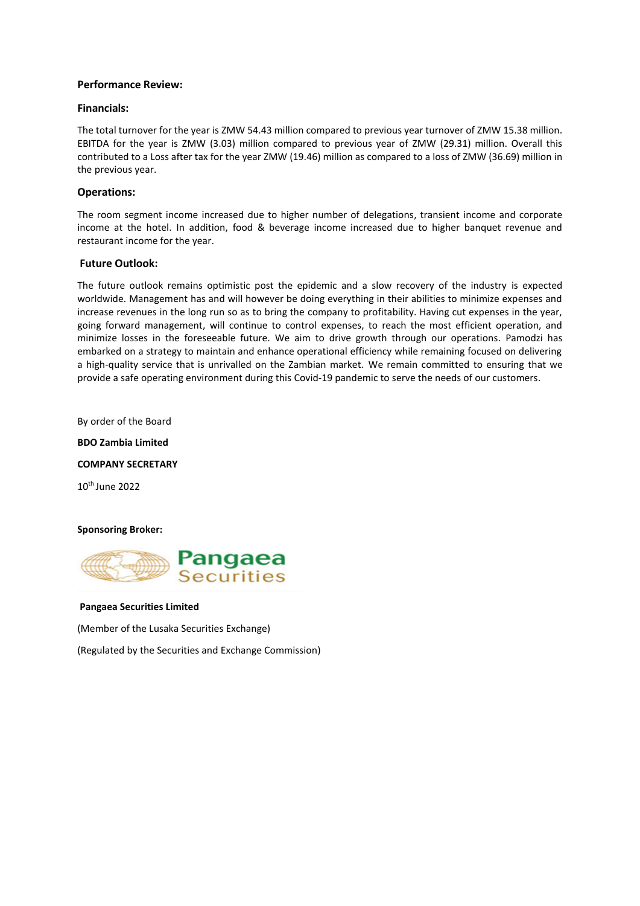**Performance Review:**

**Financials:**

The total turnover for the year is ZMW 54.43 million compared to previous year turnover of ZMW 15.38 million. EBITDA for the year is ZMW (3.03) million compared to previous year of ZMW (29.31) million. Overall this contributed to a Loss after tax for the year ZMW (19.46) million as compared to a loss of ZMW (36.69) million in the previous year.

**Operations:**

The room segment income increased due to higher number of delegations, transient income and corporate income at the hotel. In addition, food & beverage income increased due to higher banquet revenue and restaurant income for the year.

**Future Outlook:**

The future outlook remains optimistic post the epidemic and a slow recovery of the industry is expected worldwide. Management has and will however be doing everything in their abilities to minimize expenses and increase revenues in the long run so as to bring the company to profitability. Having cut expenses in the year, going forward management, will continue to control expenses, to reach the most efficient operation, and minimize losses in the foreseeable future. We aim to drive growth through our operations. Pamodzi has embarked on a strategy to maintain and enhance operational efficiency while remaining focused on delivering a high-quality service that is unrivalled on the Zambian market. We remain committed to ensuring that we provide a safe operating environment during this Covid-19 pandemic to serve the needs of our customers.

By order of the Board

**BDO Zambia Limited**

**COMPANY SECRETARY**

10th June 2022

**Sponsoring Broker:**

Pangaea Securities

**Pangaea Securities Limited**

(Member of the Lusaka Securities Exchange)

(Regulated by the Securities and Exchange Commission)